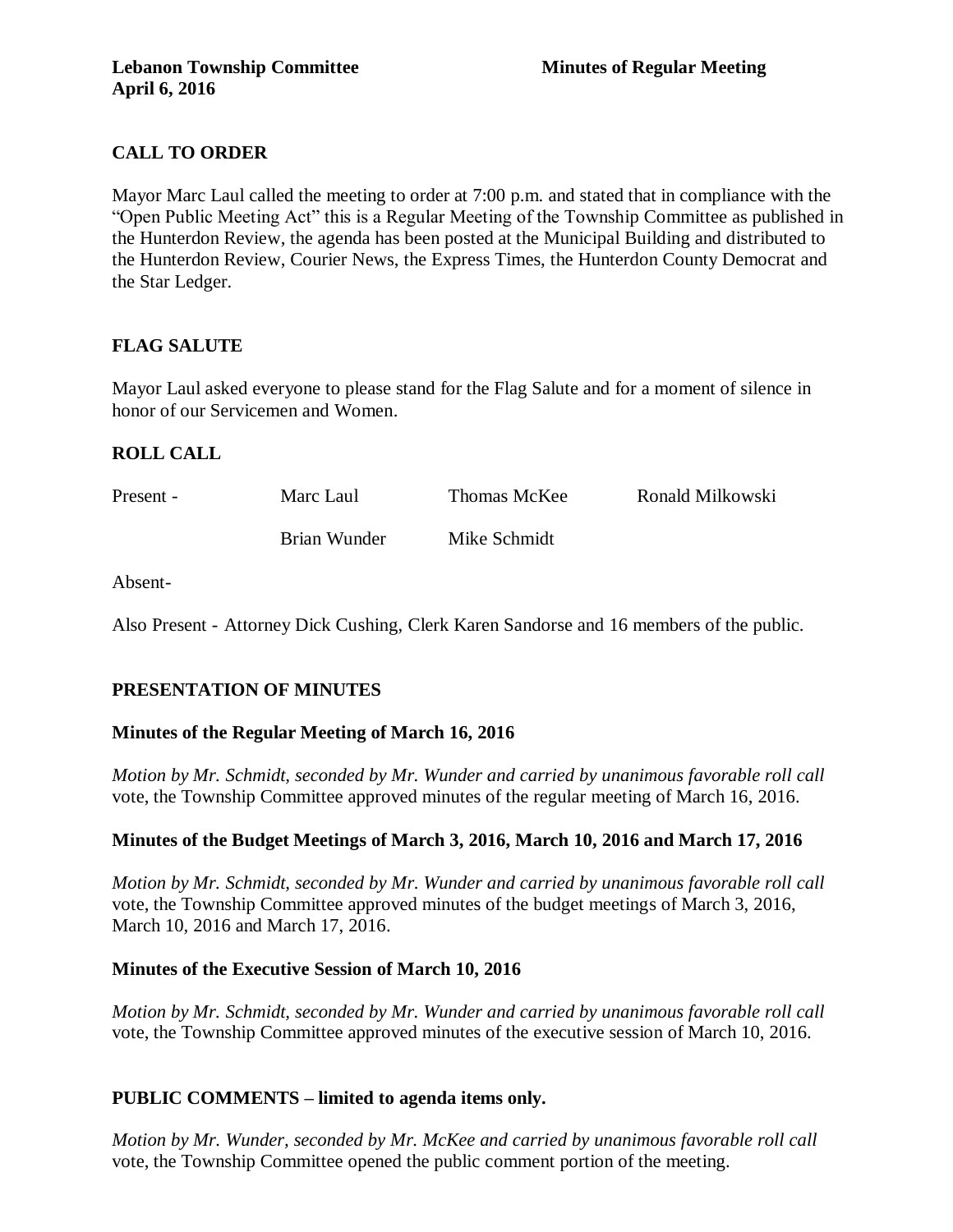**Lebanon Township Committee** **Minutes of Regular Meeting**
**April 6, 2016**

## CALL TO ORDER

Mayor Marc Laul called the meeting to order at 7:00 p.m. and stated that in compliance with the "Open Public Meeting Act" this is a Regular Meeting of the Township Committee as published in the Hunterdon Review, the agenda has been posted at the Municipal Building and distributed to the Hunterdon Review, Courier News, the Express Times, the Hunterdon County Democrat and the Star Ledger.

## FLAG SALUTE

Mayor Laul asked everyone to please stand for the Flag Salute and for a moment of silence in honor of our Servicemen and Women.

## ROLL CALL

| Present - | Marc Laul | Thomas McKee | Ronald Milkowski |
|---|---|---|---|
| | Brian Wunder | Mike Schmidt | |

Absent-

Also Present - Attorney Dick Cushing, Clerk Karen Sandorse and 16 members of the public.

## PRESENTATION OF MINUTES

### Minutes of the Regular Meeting of March 16, 2016

*Motion by Mr. Schmidt, seconded by Mr. Wunder and carried by unanimous favorable roll call* vote, the Township Committee approved minutes of the regular meeting of March 16, 2016.

### Minutes of the Budget Meetings of March 3, 2016, March 10, 2016 and March 17, 2016

*Motion by Mr. Schmidt, seconded by Mr. Wunder and carried by unanimous favorable roll call* vote, the Township Committee approved minutes of the budget meetings of March 3, 2016, March 10, 2016 and March 17, 2016.

### Minutes of the Executive Session of March 10, 2016

*Motion by Mr. Schmidt, seconded by Mr. Wunder and carried by unanimous favorable roll call* vote, the Township Committee approved minutes of the executive session of March 10, 2016.

## PUBLIC COMMENTS – limited to agenda items only.

*Motion by Mr. Wunder, seconded by Mr. McKee and carried by unanimous favorable roll call* vote, the Township Committee opened the public comment portion of the meeting.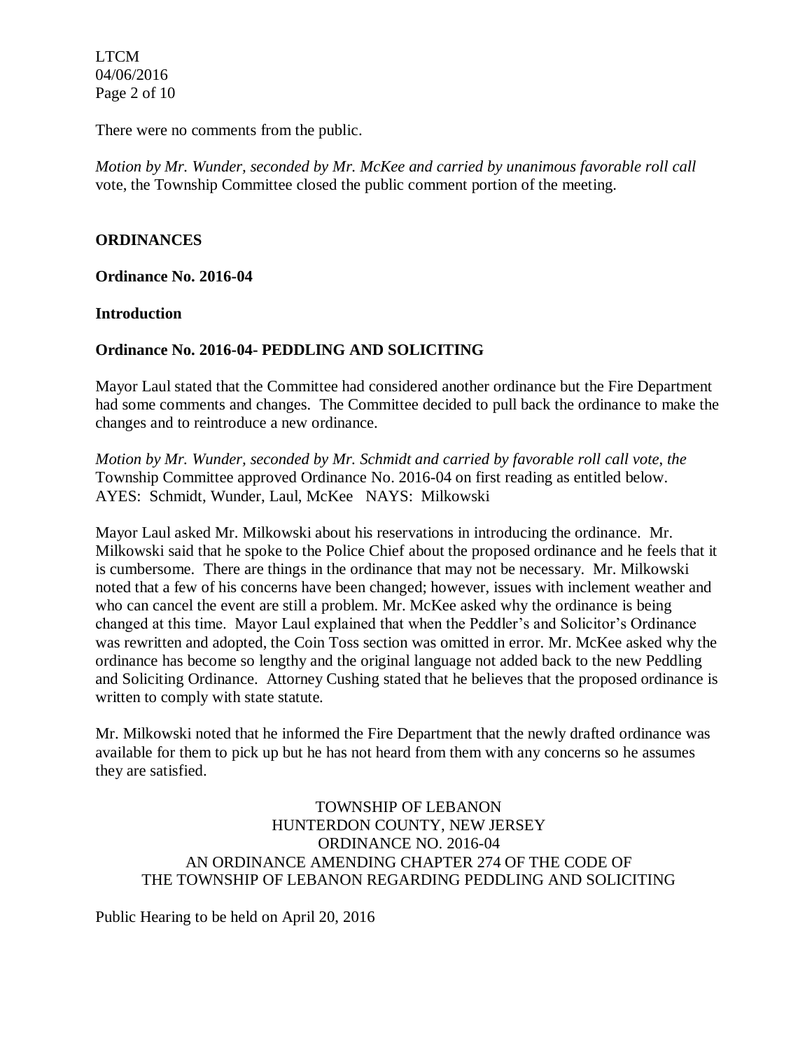There were no comments from the public.

*Motion by Mr. Wunder, seconded by Mr. McKee and carried by unanimous favorable roll call* vote, the Township Committee closed the public comment portion of the meeting.

**ORDINANCES**

**Ordinance No. 2016-04**

**Introduction**

**Ordinance No. 2016-04- PEDDLING AND SOLICITING**

Mayor Laul stated that the Committee had considered another ordinance but the Fire Department had some comments and changes. The Committee decided to pull back the ordinance to make the changes and to reintroduce a new ordinance.

*Motion by Mr. Wunder, seconded by Mr. Schmidt and carried by favorable roll call vote, the* Township Committee approved Ordinance No. 2016-04 on first reading as entitled below.
AYES: Schmidt, Wunder, Laul, McKee NAYS: Milkowski

Mayor Laul asked Mr. Milkowski about his reservations in introducing the ordinance. Mr. Milkowski said that he spoke to the Police Chief about the proposed ordinance and he feels that it is cumbersome. There are things in the ordinance that may not be necessary. Mr. Milkowski noted that a few of his concerns have been changed; however, issues with inclement weather and who can cancel the event are still a problem. Mr. McKee asked why the ordinance is being changed at this time. Mayor Laul explained that when the Peddler's and Solicitor's Ordinance was rewritten and adopted, the Coin Toss section was omitted in error. Mr. McKee asked why the ordinance has become so lengthy and the original language not added back to the new Peddling and Soliciting Ordinance. Attorney Cushing stated that he believes that the proposed ordinance is written to comply with state statute.

Mr. Milkowski noted that he informed the Fire Department that the newly drafted ordinance was available for them to pick up but he has not heard from them with any concerns so he assumes they are satisfied.

TOWNSHIP OF LEBANON
HUNTERDON COUNTY, NEW JERSEY
ORDINANCE NO. 2016-04
AN ORDINANCE AMENDING CHAPTER 274 OF THE CODE OF
THE TOWNSHIP OF LEBANON REGARDING PEDDLING AND SOLICITING

Public Hearing to be held on April 20, 2016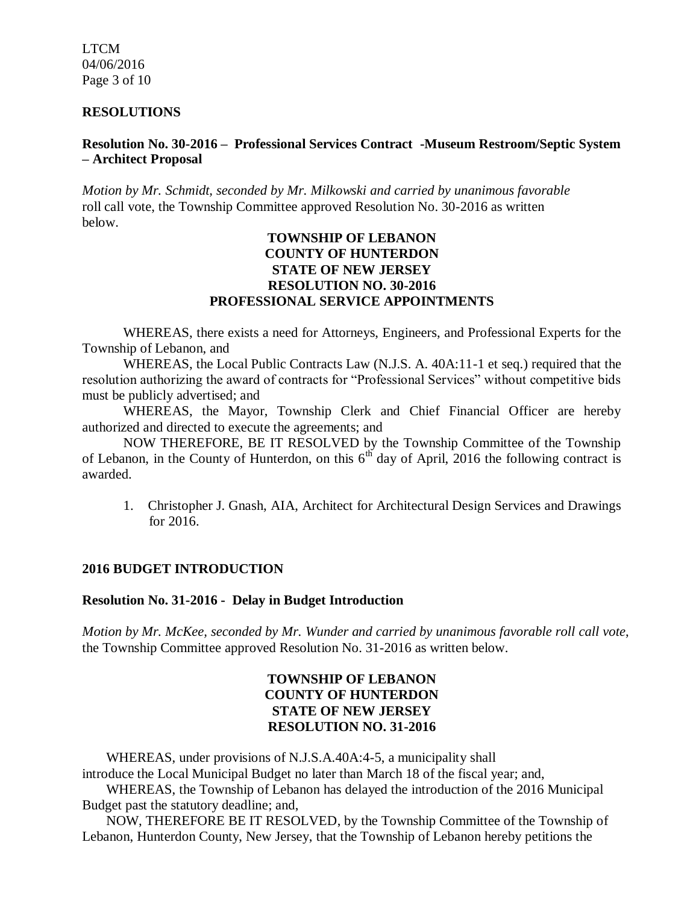## RESOLUTIONS

**Resolution No. 30-2016 – Professional Services Contract -Museum Restroom/Septic System – Architect Proposal**

*Motion by Mr. Schmidt, seconded by Mr. Milkowski and carried by unanimous favorable* roll call vote, the Township Committee approved Resolution No. 30-2016 as written below.

**TOWNSHIP OF LEBANON**
**COUNTY OF HUNTERDON**
**STATE OF NEW JERSEY**
**RESOLUTION NO. 30-2016**
**PROFESSIONAL SERVICE APPOINTMENTS**

WHEREAS, there exists a need for Attorneys, Engineers, and Professional Experts for the Township of Lebanon, and

WHEREAS, the Local Public Contracts Law (N.J.S. A. 40A:11-1 et seq.) required that the resolution authorizing the award of contracts for "Professional Services" without competitive bids must be publicly advertised; and

WHEREAS, the Mayor, Township Clerk and Chief Financial Officer are hereby authorized and directed to execute the agreements; and

NOW THEREFORE, BE IT RESOLVED by the Township Committee of the Township of Lebanon, in the County of Hunterdon, on this 6th day of April, 2016 the following contract is awarded.

1. Christopher J. Gnash, AIA, Architect for Architectural Design Services and Drawings for 2016.

## 2016 BUDGET INTRODUCTION

**Resolution No. 31-2016 - Delay in Budget Introduction**

*Motion by Mr. McKee, seconded by Mr. Wunder and carried by unanimous favorable roll call vote*, the Township Committee approved Resolution No. 31-2016 as written below.

**TOWNSHIP OF LEBANON**
**COUNTY OF HUNTERDON**
**STATE OF NEW JERSEY**
**RESOLUTION NO. 31-2016**

WHEREAS, under provisions of N.J.S.A.40A:4-5, a municipality shall introduce the Local Municipal Budget no later than March 18 of the fiscal year; and,

WHEREAS, the Township of Lebanon has delayed the introduction of the 2016 Municipal Budget past the statutory deadline; and,

NOW, THEREFORE BE IT RESOLVED, by the Township Committee of the Township of Lebanon, Hunterdon County, New Jersey, that the Township of Lebanon hereby petitions the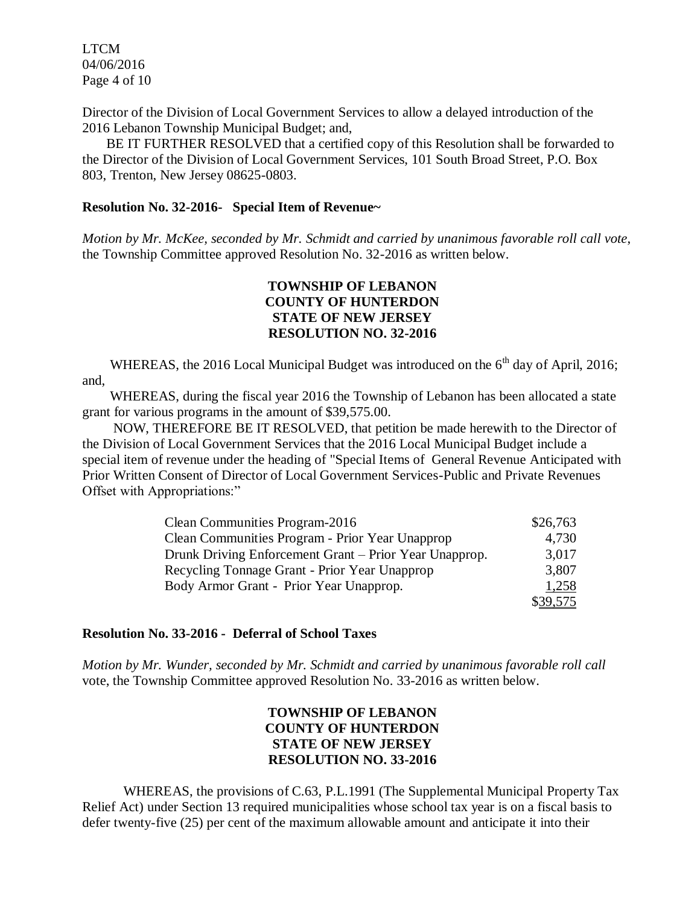Director of the Division of Local Government Services to allow a delayed introduction of the 2016 Lebanon Township Municipal Budget; and,

BE IT FURTHER RESOLVED that a certified copy of this Resolution shall be forwarded to the Director of the Division of Local Government Services, 101 South Broad Street, P.O. Box 803, Trenton, New Jersey 08625-0803.

**Resolution No. 32-2016- Special Item of Revenue~**

*Motion by Mr. McKee, seconded by Mr. Schmidt and carried by unanimous favorable roll call vote,* the Township Committee approved Resolution No. 32-2016 as written below.

**TOWNSHIP OF LEBANON**
**COUNTY OF HUNTERDON**
**STATE OF NEW JERSEY**
**RESOLUTION NO. 32-2016**

WHEREAS, the 2016 Local Municipal Budget was introduced on the 6th day of April, 2016; and,

WHEREAS, during the fiscal year 2016 the Township of Lebanon has been allocated a state grant for various programs in the amount of $39,575.00.

NOW, THEREFORE BE IT RESOLVED, that petition be made herewith to the Director of the Division of Local Government Services that the 2016 Local Municipal Budget include a special item of revenue under the heading of "Special Items of General Revenue Anticipated with Prior Written Consent of Director of Local Government Services-Public and Private Revenues Offset with Appropriations:"

| | |
|---|---|
| Clean Communities Program-2016 | $26,763 |
| Clean Communities Program - Prior Year Unapprop | 4,730 |
| Drunk Driving Enforcement Grant – Prior Year Unapprop. | 3,017 |
| Recycling Tonnage Grant - Prior Year Unapprop | 3,807 |
| Body Armor Grant - Prior Year Unapprop. | 1,258 |
| | $39,575 |

**Resolution No. 33-2016 - Deferral of School Taxes**

*Motion by Mr. Wunder, seconded by Mr. Schmidt and carried by unanimous favorable roll call* vote, the Township Committee approved Resolution No. 33-2016 as written below.

**TOWNSHIP OF LEBANON**
**COUNTY OF HUNTERDON**
**STATE OF NEW JERSEY**
**RESOLUTION NO. 33-2016**

WHEREAS, the provisions of C.63, P.L.1991 (The Supplemental Municipal Property Tax Relief Act) under Section 13 required municipalities whose school tax year is on a fiscal basis to defer twenty-five (25) per cent of the maximum allowable amount and anticipate it into their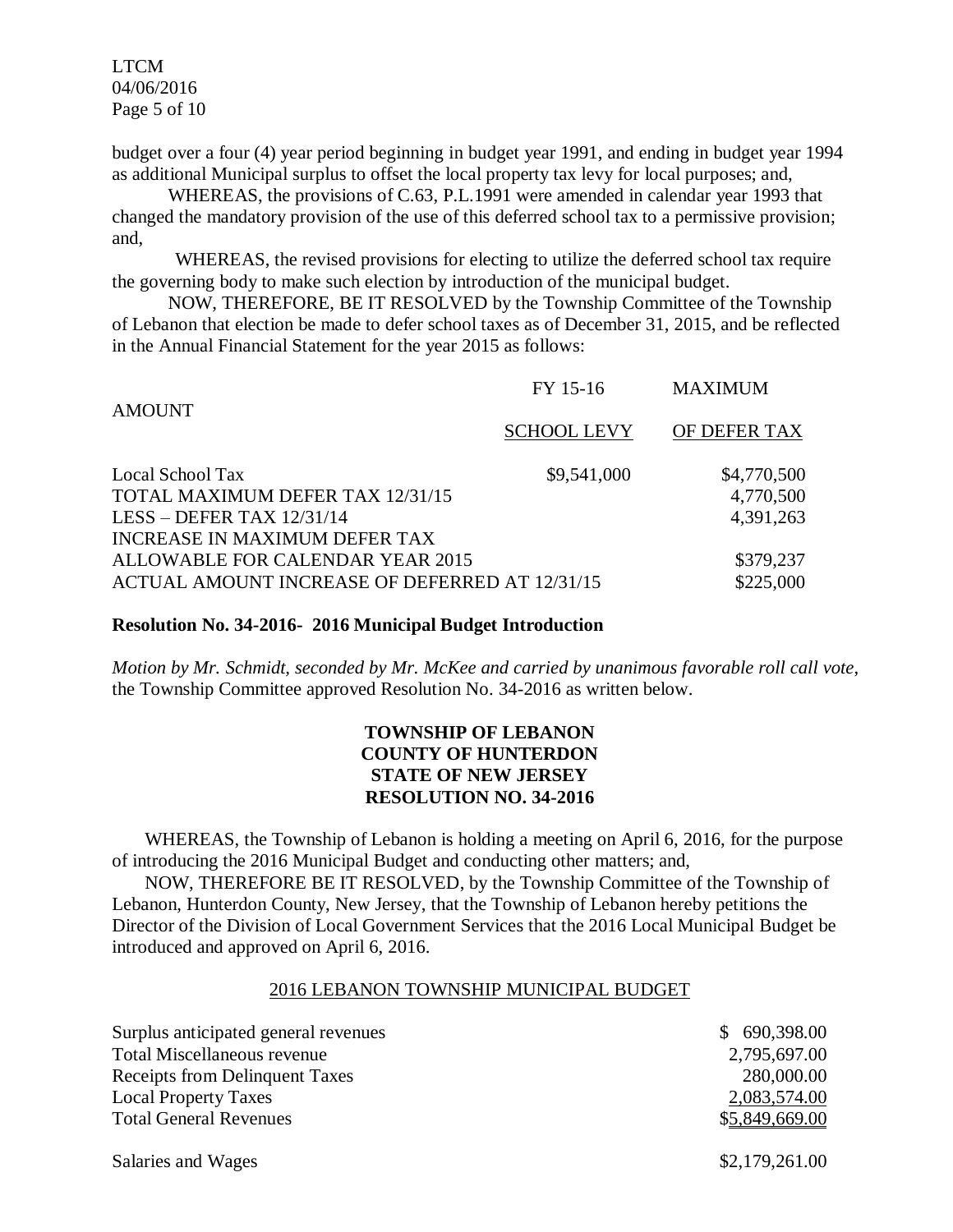budget over a four (4) year period beginning in budget year 1991, and ending in budget year 1994 as additional Municipal surplus to offset the local property tax levy for local purposes; and,

WHEREAS, the provisions of C.63, P.L.1991 were amended in calendar year 1993 that changed the mandatory provision of the use of this deferred school tax to a permissive provision; and,

WHEREAS, the revised provisions for electing to utilize the deferred school tax require the governing body to make such election by introduction of the municipal budget.

NOW, THEREFORE, BE IT RESOLVED by the Township Committee of the Township of Lebanon that election be made to defer school taxes as of December 31, 2015, and be reflected in the Annual Financial Statement for the year 2015 as follows:

| AMOUNT | FY 15-16 SCHOOL LEVY | MAXIMUM OF DEFER TAX |
|---|---|---|
| Local School Tax | $9,541,000 | $4,770,500 |
| TOTAL MAXIMUM DEFER TAX 12/31/15 | | 4,770,500 |
| LESS – DEFER TAX 12/31/14 | | 4,391,263 |
| INCREASE IN MAXIMUM DEFER TAX ALLOWABLE FOR CALENDAR YEAR 2015 | | $379,237 |
| ACTUAL AMOUNT INCREASE OF DEFERRED AT 12/31/15 | | $225,000 |

**Resolution No. 34-2016- 2016 Municipal Budget Introduction**

*Motion by Mr. Schmidt, seconded by Mr. McKee and carried by unanimous favorable roll call vote*, the Township Committee approved Resolution No. 34-2016 as written below.

**TOWNSHIP OF LEBANON**
**COUNTY OF HUNTERDON**
**STATE OF NEW JERSEY**
**RESOLUTION NO. 34-2016**

WHEREAS, the Township of Lebanon is holding a meeting on April 6, 2016, for the purpose of introducing the 2016 Municipal Budget and conducting other matters; and,

NOW, THEREFORE BE IT RESOLVED, by the Township Committee of the Township of Lebanon, Hunterdon County, New Jersey, that the Township of Lebanon hereby petitions the Director of the Division of Local Government Services that the 2016 Local Municipal Budget be introduced and approved on April 6, 2016.

2016 LEBANON TOWNSHIP MUNICIPAL BUDGET

| | |
|---|---|
| Surplus anticipated general revenues | $ 690,398.00 |
| Total Miscellaneous revenue | 2,795,697.00 |
| Receipts from Delinquent Taxes | 280,000.00 |
| Local Property Taxes | 2,083,574.00 |
| Total General Revenues | $5,849,669.00 |
| | |
| Salaries and Wages | $2,179,261.00 |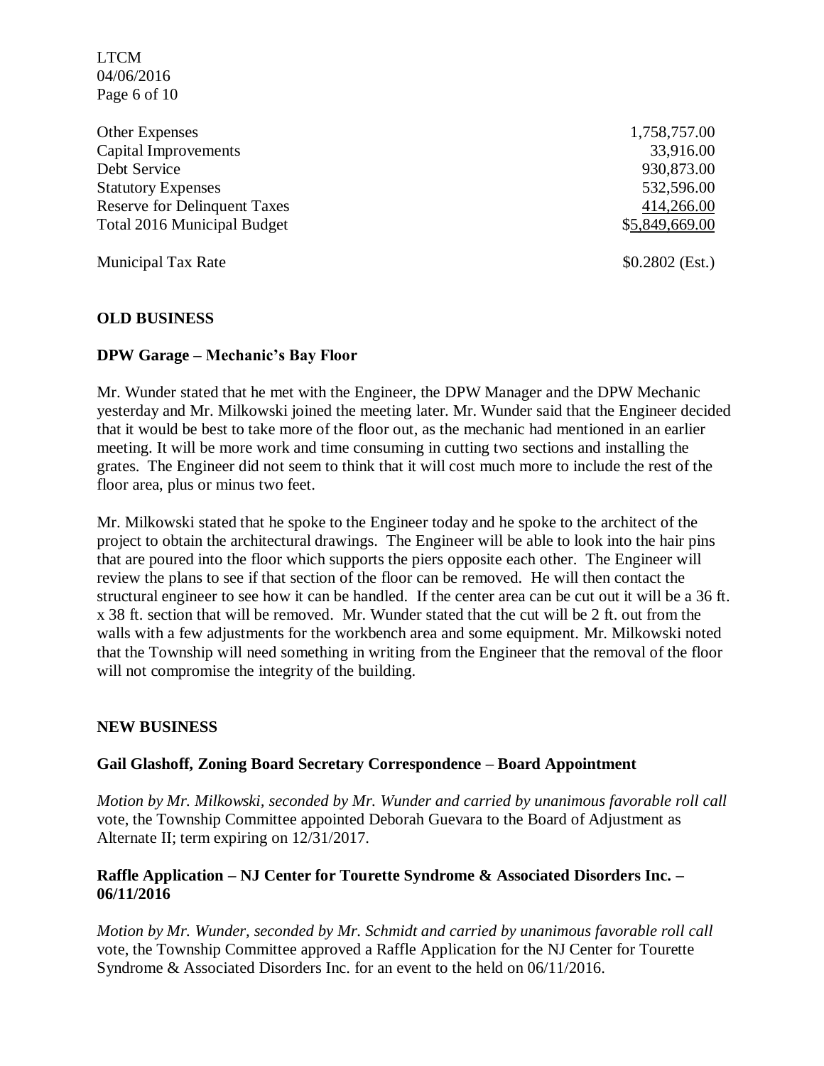| | |
|---|---|
| Other Expenses | 1,758,757.00 |
| Capital Improvements | 33,916.00 |
| Debt Service | 930,873.00 |
| Statutory Expenses | 532,596.00 |
| Reserve for Delinquent Taxes | 414,266.00 |
| Total 2016 Municipal Budget | $5,849,669.00 |
| | |
| Municipal Tax Rate | $0.2802 (Est.) |

## OLD BUSINESS

### DPW Garage – Mechanic's Bay Floor

Mr. Wunder stated that he met with the Engineer, the DPW Manager and the DPW Mechanic yesterday and Mr. Milkowski joined the meeting later. Mr. Wunder said that the Engineer decided that it would be best to take more of the floor out, as the mechanic had mentioned in an earlier meeting. It will be more work and time consuming in cutting two sections and installing the grates. The Engineer did not seem to think that it will cost much more to include the rest of the floor area, plus or minus two feet.

Mr. Milkowski stated that he spoke to the Engineer today and he spoke to the architect of the project to obtain the architectural drawings. The Engineer will be able to look into the hair pins that are poured into the floor which supports the piers opposite each other. The Engineer will review the plans to see if that section of the floor can be removed. He will then contact the structural engineer to see how it can be handled. If the center area can be cut out it will be a 36 ft. x 38 ft. section that will be removed. Mr. Wunder stated that the cut will be 2 ft. out from the walls with a few adjustments for the workbench area and some equipment. Mr. Milkowski noted that the Township will need something in writing from the Engineer that the removal of the floor will not compromise the integrity of the building.

## NEW BUSINESS

### Gail Glashoff, Zoning Board Secretary Correspondence – Board Appointment

*Motion by Mr. Milkowski, seconded by Mr. Wunder and carried by unanimous favorable roll call* vote, the Township Committee appointed Deborah Guevara to the Board of Adjustment as Alternate II; term expiring on 12/31/2017.

### Raffle Application – NJ Center for Tourette Syndrome & Associated Disorders Inc. – 06/11/2016

*Motion by Mr. Wunder, seconded by Mr. Schmidt and carried by unanimous favorable roll call* vote, the Township Committee approved a Raffle Application for the NJ Center for Tourette Syndrome & Associated Disorders Inc. for an event to the held on 06/11/2016.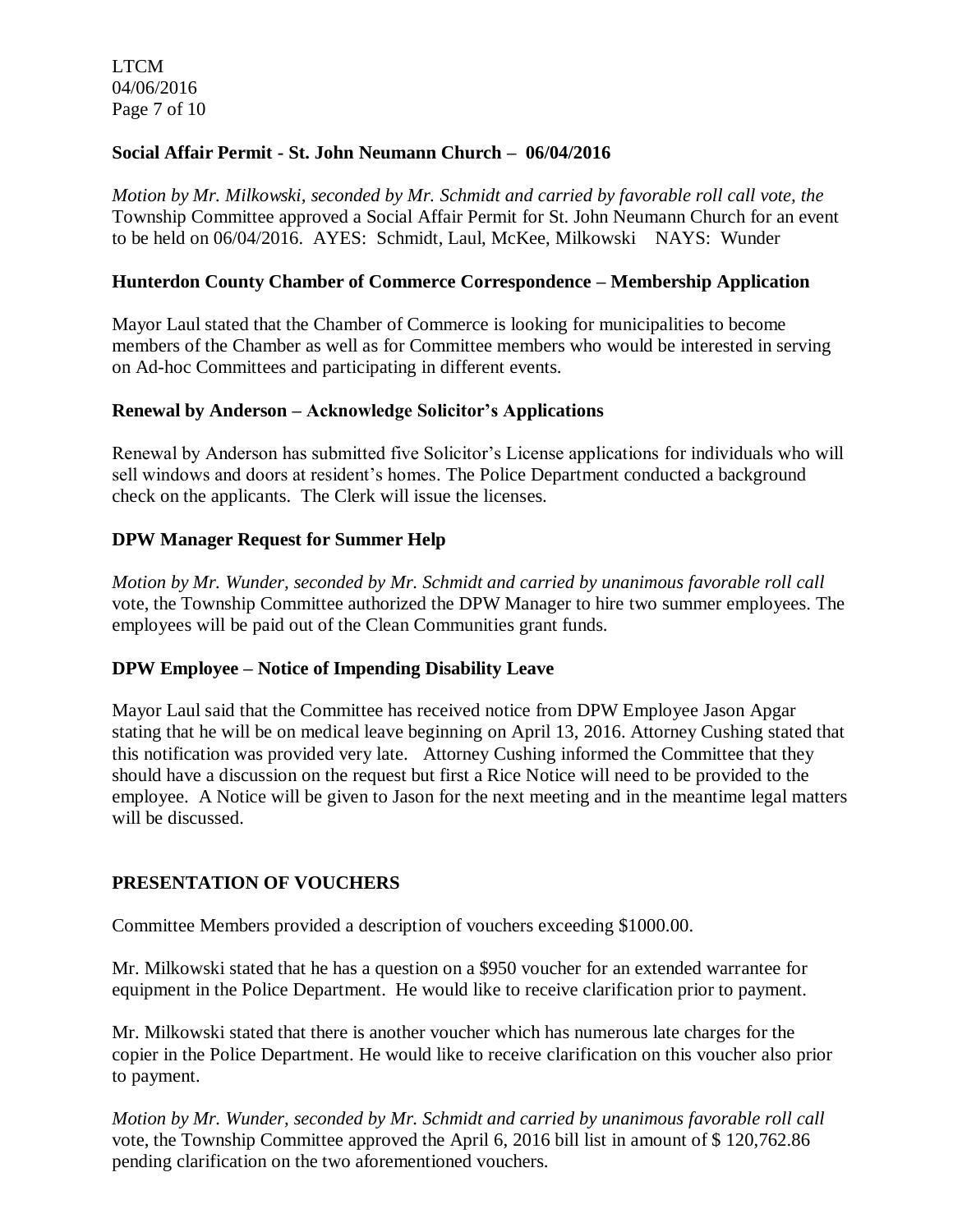**Social Affair Permit - St. John Neumann Church – 06/04/2016**

*Motion by Mr. Milkowski, seconded by Mr. Schmidt and carried by favorable roll call vote, the* Township Committee approved a Social Affair Permit for St. John Neumann Church for an event to be held on 06/04/2016. AYES: Schmidt, Laul, McKee, Milkowski NAYS: Wunder

**Hunterdon County Chamber of Commerce Correspondence – Membership Application**

Mayor Laul stated that the Chamber of Commerce is looking for municipalities to become members of the Chamber as well as for Committee members who would be interested in serving on Ad-hoc Committees and participating in different events.

**Renewal by Anderson – Acknowledge Solicitor's Applications**

Renewal by Anderson has submitted five Solicitor's License applications for individuals who will sell windows and doors at resident's homes. The Police Department conducted a background check on the applicants. The Clerk will issue the licenses.

**DPW Manager Request for Summer Help**

*Motion by Mr. Wunder, seconded by Mr. Schmidt and carried by unanimous favorable roll call* vote, the Township Committee authorized the DPW Manager to hire two summer employees. The employees will be paid out of the Clean Communities grant funds.

**DPW Employee – Notice of Impending Disability Leave**

Mayor Laul said that the Committee has received notice from DPW Employee Jason Apgar stating that he will be on medical leave beginning on April 13, 2016. Attorney Cushing stated that this notification was provided very late. Attorney Cushing informed the Committee that they should have a discussion on the request but first a Rice Notice will need to be provided to the employee. A Notice will be given to Jason for the next meeting and in the meantime legal matters will be discussed.

**PRESENTATION OF VOUCHERS**

Committee Members provided a description of vouchers exceeding $1000.00.

Mr. Milkowski stated that he has a question on a $950 voucher for an extended warrantee for equipment in the Police Department. He would like to receive clarification prior to payment.

Mr. Milkowski stated that there is another voucher which has numerous late charges for the copier in the Police Department. He would like to receive clarification on this voucher also prior to payment.

*Motion by Mr. Wunder, seconded by Mr. Schmidt and carried by unanimous favorable roll call* vote, the Township Committee approved the April 6, 2016 bill list in amount of $ 120,762.86 pending clarification on the two aforementioned vouchers.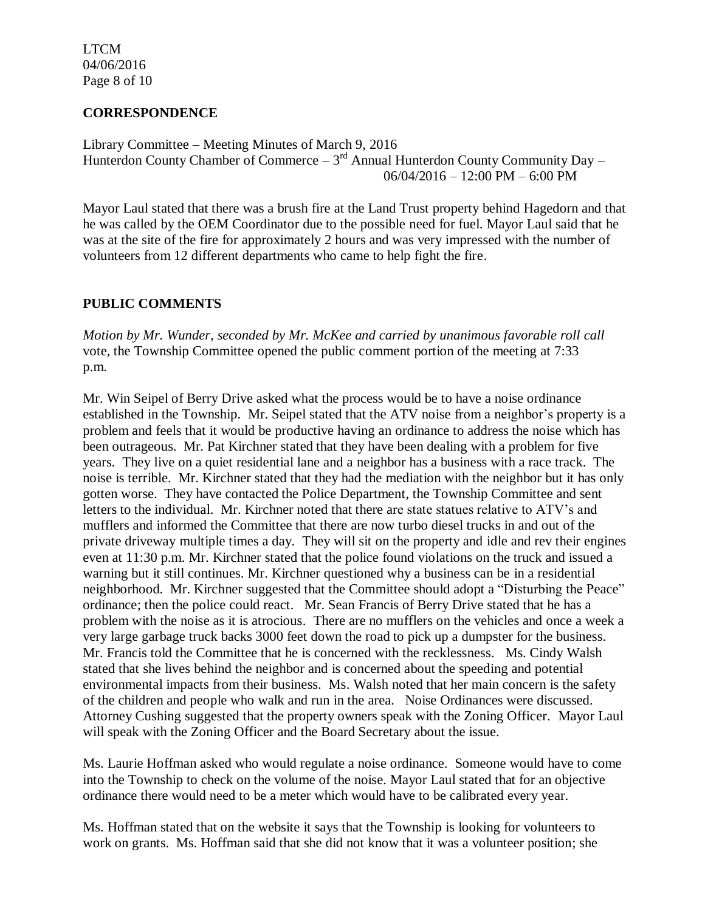## CORRESPONDENCE

Library Committee – Meeting Minutes of March 9, 2016
Hunterdon County Chamber of Commerce – 3rd Annual Hunterdon County Community Day – 06/04/2016 – 12:00 PM – 6:00 PM

Mayor Laul stated that there was a brush fire at the Land Trust property behind Hagedorn and that he was called by the OEM Coordinator due to the possible need for fuel. Mayor Laul said that he was at the site of the fire for approximately 2 hours and was very impressed with the number of volunteers from 12 different departments who came to help fight the fire.

## PUBLIC COMMENTS

*Motion by Mr. Wunder, seconded by Mr. McKee and carried by unanimous favorable roll call* vote, the Township Committee opened the public comment portion of the meeting at 7:33 p.m.

Mr. Win Seipel of Berry Drive asked what the process would be to have a noise ordinance established in the Township. Mr. Seipel stated that the ATV noise from a neighbor's property is a problem and feels that it would be productive having an ordinance to address the noise which has been outrageous. Mr. Pat Kirchner stated that they have been dealing with a problem for five years. They live on a quiet residential lane and a neighbor has a business with a race track. The noise is terrible. Mr. Kirchner stated that they had the mediation with the neighbor but it has only gotten worse. They have contacted the Police Department, the Township Committee and sent letters to the individual. Mr. Kirchner noted that there are state statues relative to ATV's and mufflers and informed the Committee that there are now turbo diesel trucks in and out of the private driveway multiple times a day. They will sit on the property and idle and rev their engines even at 11:30 p.m. Mr. Kirchner stated that the police found violations on the truck and issued a warning but it still continues. Mr. Kirchner questioned why a business can be in a residential neighborhood. Mr. Kirchner suggested that the Committee should adopt a "Disturbing the Peace" ordinance; then the police could react. Mr. Sean Francis of Berry Drive stated that he has a problem with the noise as it is atrocious. There are no mufflers on the vehicles and once a week a very large garbage truck backs 3000 feet down the road to pick up a dumpster for the business. Mr. Francis told the Committee that he is concerned with the recklessness. Ms. Cindy Walsh stated that she lives behind the neighbor and is concerned about the speeding and potential environmental impacts from their business. Ms. Walsh noted that her main concern is the safety of the children and people who walk and run in the area. Noise Ordinances were discussed. Attorney Cushing suggested that the property owners speak with the Zoning Officer. Mayor Laul will speak with the Zoning Officer and the Board Secretary about the issue.

Ms. Laurie Hoffman asked who would regulate a noise ordinance. Someone would have to come into the Township to check on the volume of the noise. Mayor Laul stated that for an objective ordinance there would need to be a meter which would have to be calibrated every year.

Ms. Hoffman stated that on the website it says that the Township is looking for volunteers to work on grants. Ms. Hoffman said that she did not know that it was a volunteer position; she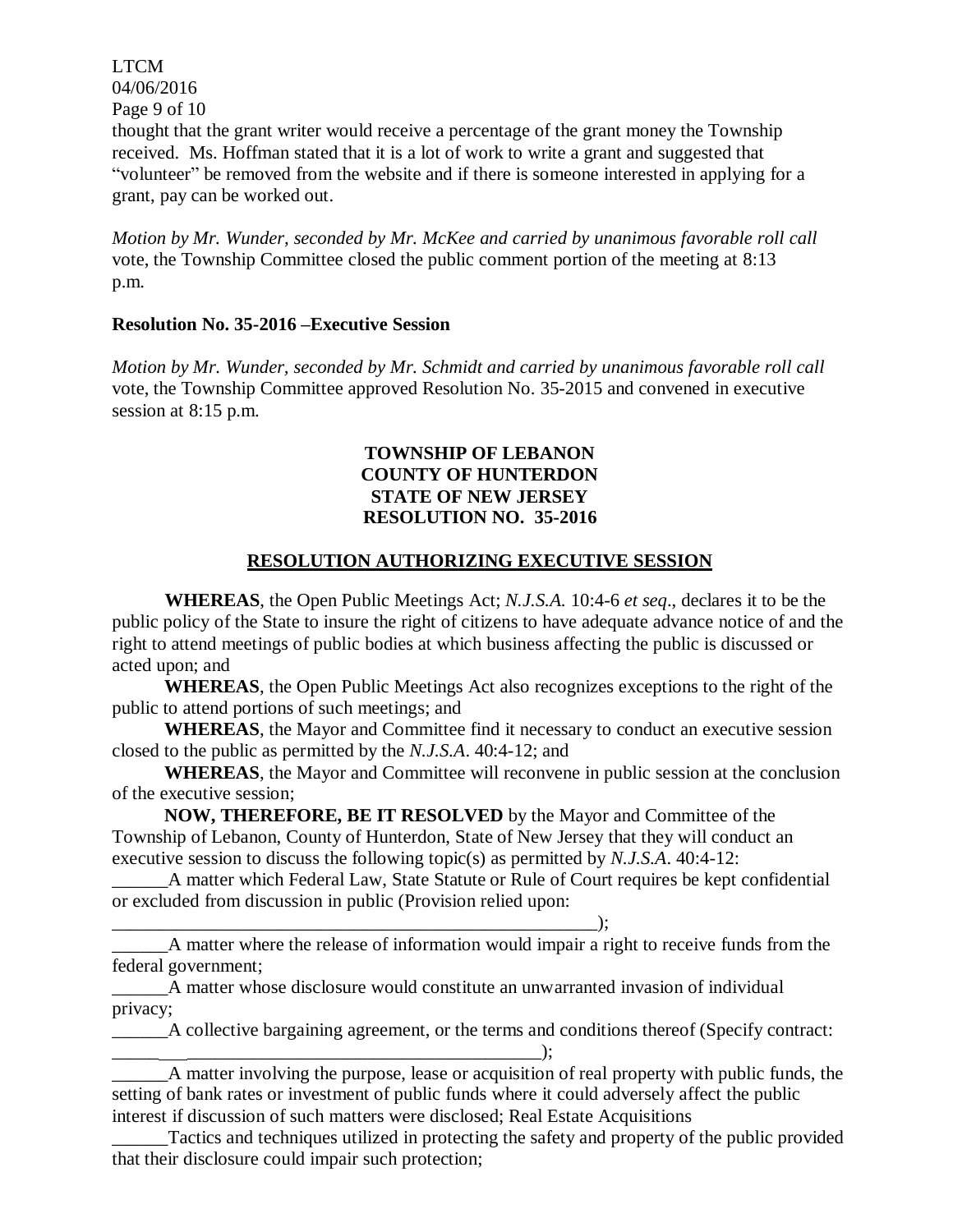thought that the grant writer would receive a percentage of the grant money the Township received. Ms. Hoffman stated that it is a lot of work to write a grant and suggested that "volunteer" be removed from the website and if there is someone interested in applying for a grant, pay can be worked out.

*Motion by Mr. Wunder, seconded by Mr. McKee and carried by unanimous favorable roll call* vote, the Township Committee closed the public comment portion of the meeting at 8:13 p.m.

**Resolution No. 35-2016 –Executive Session**

*Motion by Mr. Wunder, seconded by Mr. Schmidt and carried by unanimous favorable roll call* vote, the Township Committee approved Resolution No. 35-2015 and convened in executive session at 8:15 p.m.

**TOWNSHIP OF LEBANON**
**COUNTY OF HUNTERDON**
**STATE OF NEW JERSEY**
**RESOLUTION NO. 35-2016**

**RESOLUTION AUTHORIZING EXECUTIVE SESSION**

**WHEREAS**, the Open Public Meetings Act; *N.J.S.A.* 10:4-6 *et seq*., declares it to be the public policy of the State to insure the right of citizens to have adequate advance notice of and the right to attend meetings of public bodies at which business affecting the public is discussed or acted upon; and

**WHEREAS**, the Open Public Meetings Act also recognizes exceptions to the right of the public to attend portions of such meetings; and

**WHEREAS**, the Mayor and Committee find it necessary to conduct an executive session closed to the public as permitted by the *N.J.S.A*. 40:4-12; and

**WHEREAS**, the Mayor and Committee will reconvene in public session at the conclusion of the executive session;

**NOW, THEREFORE, BE IT RESOLVED** by the Mayor and Committee of the Township of Lebanon, County of Hunterdon, State of New Jersey that they will conduct an executive session to discuss the following topic(s) as permitted by *N.J.S.A*. 40:4-12:

______A matter which Federal Law, State Statute or Rule of Court requires be kept confidential or excluded from discussion in public (Provision relied upon: ________________________________________________________);

______A matter where the release of information would impair a right to receive funds from the federal government;

______A matter whose disclosure would constitute an unwarranted invasion of individual privacy;

______A collective bargaining agreement, or the terms and conditions thereof (Specify contract: ________________________________________________);

______A matter involving the purpose, lease or acquisition of real property with public funds, the setting of bank rates or investment of public funds where it could adversely affect the public interest if discussion of such matters were disclosed; Real Estate Acquisitions

______Tactics and techniques utilized in protecting the safety and property of the public provided that their disclosure could impair such protection;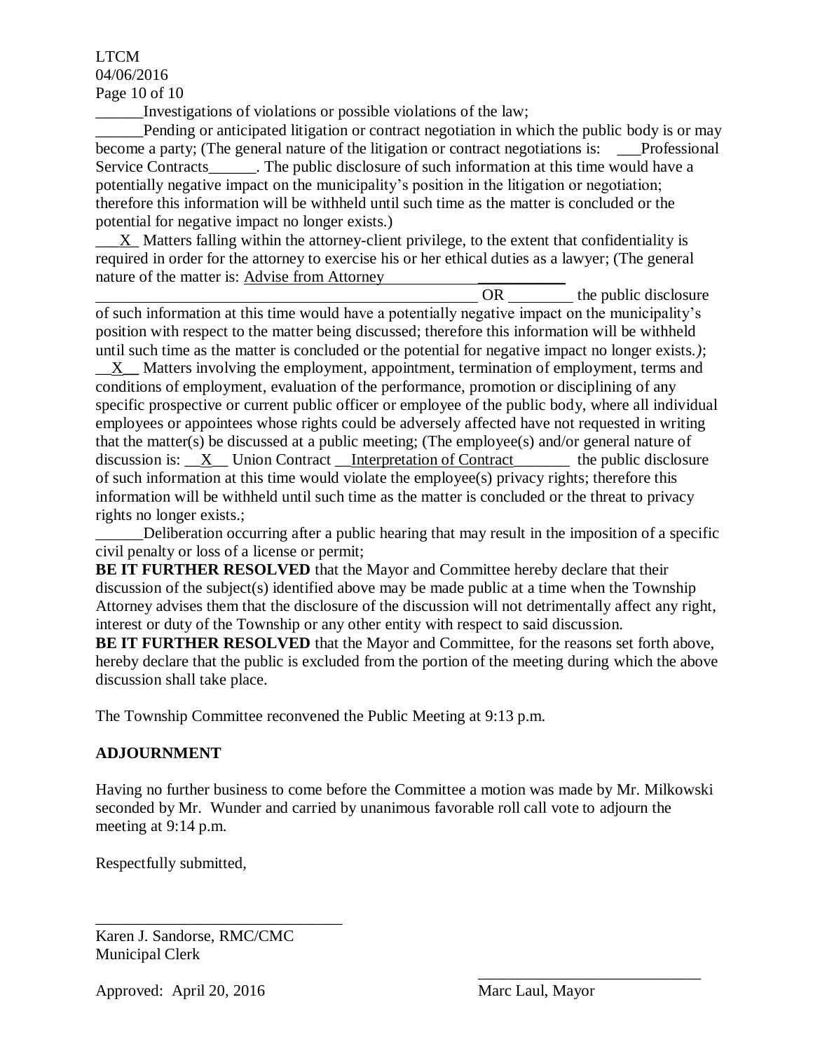______Investigations of violations or possible violations of the law;

______Pending or anticipated litigation or contract negotiation in which the public body is or may become a party; (The general nature of the litigation or contract negotiations is: ___Professional Service Contracts______. The public disclosure of such information at this time would have a potentially negative impact on the municipality's position in the litigation or negotiation; therefore this information will be withheld until such time as the matter is concluded or the potential for negative impact no longer exists.)

___X_ Matters falling within the attorney-client privilege, to the extent that confidentiality is required in order for the attorney to exercise his or her ethical duties as a lawyer; (The general nature of the matter is: Advise from Attorney ___________
_________________________________________________ OR ________ the public disclosure of such information at this time would have a potentially negative impact on the municipality's position with respect to the matter being discussed; therefore this information will be withheld until such time as the matter is concluded or the potential for negative impact no longer exists.*)*;

__X__ Matters involving the employment, appointment, termination of employment, terms and conditions of employment, evaluation of the performance, promotion or disciplining of any specific prospective or current public officer or employee of the public body, where all individual employees or appointees whose rights could be adversely affected have not requested in writing that the matter(s) be discussed at a public meeting; (The employee(s) and/or general nature of discussion is: __X__ Union Contract __Interpretation of Contract_______ the public disclosure of such information at this time would violate the employee(s) privacy rights; therefore this information will be withheld until such time as the matter is concluded or the threat to privacy rights no longer exists.;

______Deliberation occurring after a public hearing that may result in the imposition of a specific civil penalty or loss of a license or permit;

**BE IT FURTHER RESOLVED** that the Mayor and Committee hereby declare that their discussion of the subject(s) identified above may be made public at a time when the Township Attorney advises them that the disclosure of the discussion will not detrimentally affect any right, interest or duty of the Township or any other entity with respect to said discussion.

**BE IT FURTHER RESOLVED** that the Mayor and Committee, for the reasons set forth above, hereby declare that the public is excluded from the portion of the meeting during which the above discussion shall take place.

The Township Committee reconvened the Public Meeting at 9:13 p.m.

**ADJOURNMENT**

Having no further business to come before the Committee a motion was made by Mr. Milkowski seconded by Mr. Wunder and carried by unanimous favorable roll call vote to adjourn the meeting at 9:14 p.m.

Respectfully submitted,

_______________________________
Karen J. Sandorse, RMC/CMC
Municipal Clerk

Approved: April 20, 2016

_______________________________
Marc Laul, Mayor